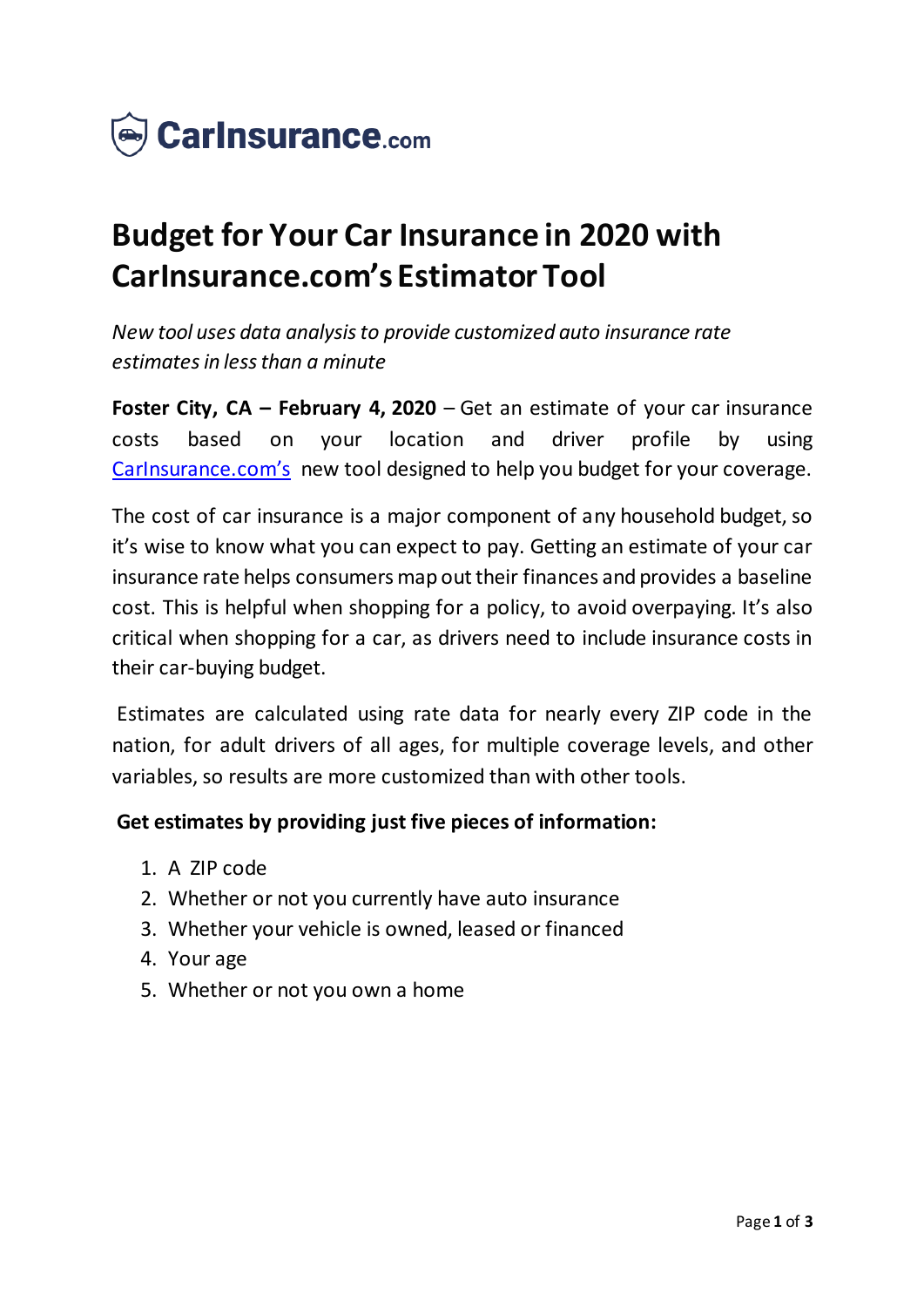CarInsurance.com

# Budget for Your Car Insurance in 2020 with CarInsurance.com's Estimator Tool

*New tool uses data analysis to provide customized auto insurance rate estimates in less than a minute*

**Foster City, CA – February 4, 2020** – Get an estimate of your car insurance costs based on your location and driver profile by using CarInsurance.com's new tool designed to help you budget for your coverage.

The cost of car insurance is a major component of any household budget, so it's wise to know what you can expect to pay. Getting an estimate of your car insurance rate helps consumers map out their finances and provides a baseline cost. This is helpful when shopping for a policy, to avoid overpaying. It's also critical when shopping for a car, as drivers need to include insurance costs in their car-buying budget.

Estimates are calculated using rate data for nearly every ZIP code in the nation, for adult drivers of all ages, for multiple coverage levels, and other variables, so results are more customized than with other tools.

**Get estimates by providing just five pieces of information:**

1. A ZIP code
2. Whether or not you currently have auto insurance
3. Whether your vehicle is owned, leased or financed
4. Your age
5. Whether or not you own a home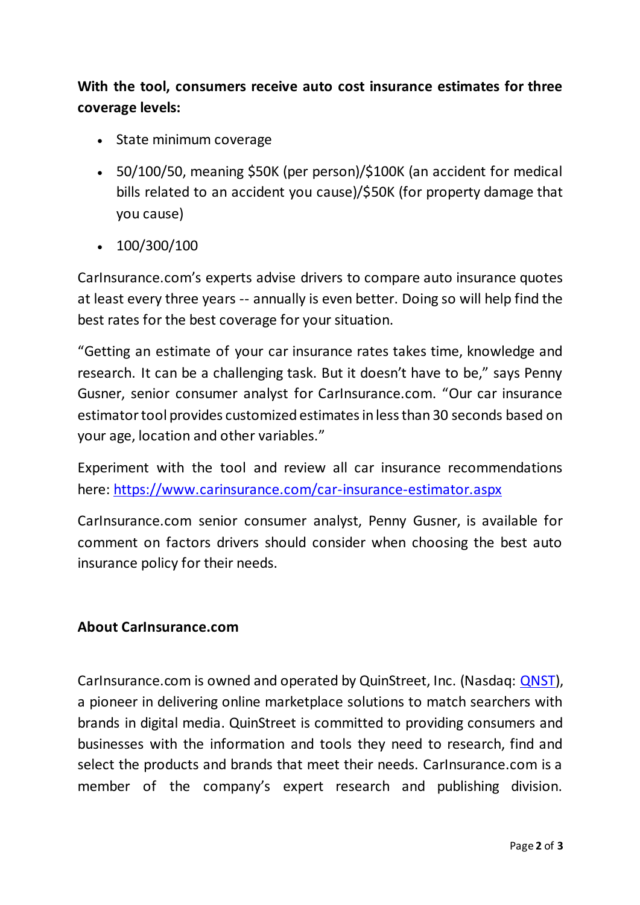**With the tool, consumers receive auto cost insurance estimates for three coverage levels:**

- State minimum coverage
- 50/100/50, meaning $50K (per person)/$100K (an accident for medical bills related to an accident you cause)/$50K (for property damage that you cause)
- 100/300/100

CarInsurance.com's experts advise drivers to compare auto insurance quotes at least every three years -- annually is even better. Doing so will help find the best rates for the best coverage for your situation.

"Getting an estimate of your car insurance rates takes time, knowledge and research. It can be a challenging task. But it doesn't have to be," says Penny Gusner, senior consumer analyst for CarInsurance.com. "Our car insurance estimator tool provides customized estimates in less than 30 seconds based on your age, location and other variables."

Experiment with the tool and review all car insurance recommendations here: [https://www.carinsurance.com/car-insurance-estimator.aspx](https://www.carinsurance.com/car-insurance-estimator.aspx)

CarInsurance.com senior consumer analyst, Penny Gusner, is available for comment on factors drivers should consider when choosing the best auto insurance policy for their needs.

**About CarInsurance.com**

CarInsurance.com is owned and operated by QuinStreet, Inc. (Nasdaq: QNST), a pioneer in delivering online marketplace solutions to match searchers with brands in digital media. QuinStreet is committed to providing consumers and businesses with the information and tools they need to research, find and select the products and brands that meet their needs. CarInsurance.com is a member of the company's expert research and publishing division.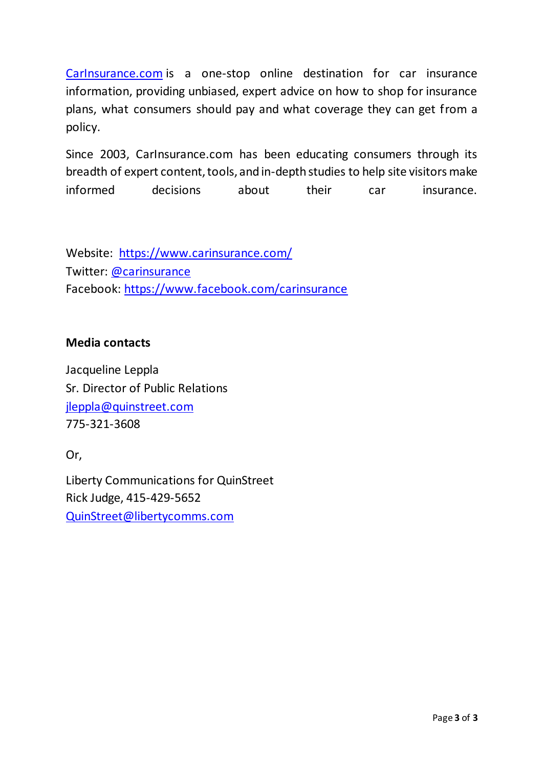[CarInsurance.com](https://www.carinsurance.com/) is a one-stop online destination for car insurance information, providing unbiased, expert advice on how to shop for insurance plans, what consumers should pay and what coverage they can get from a policy.

Since 2003, CarInsurance.com has been educating consumers through its breadth of expert content, tools, and in-depth studies to help site visitors make informed decisions about their car insurance.

Website: [https://www.carinsurance.com/](https://www.carinsurance.com/)
Twitter: @carinsurance
Facebook: [https://www.facebook.com/carinsurance](https://www.facebook.com/carinsurance)

**Media contacts**

Jacqueline Leppla
Sr. Director of Public Relations
[jleppla@quinstreet.com](mailto:jleppla@quinstreet.com)
775-321-3608

Or,

Liberty Communications for QuinStreet
Rick Judge, 415-429-5652
[QuinStreet@libertycomms.com](mailto:QuinStreet@libertycomms.com)